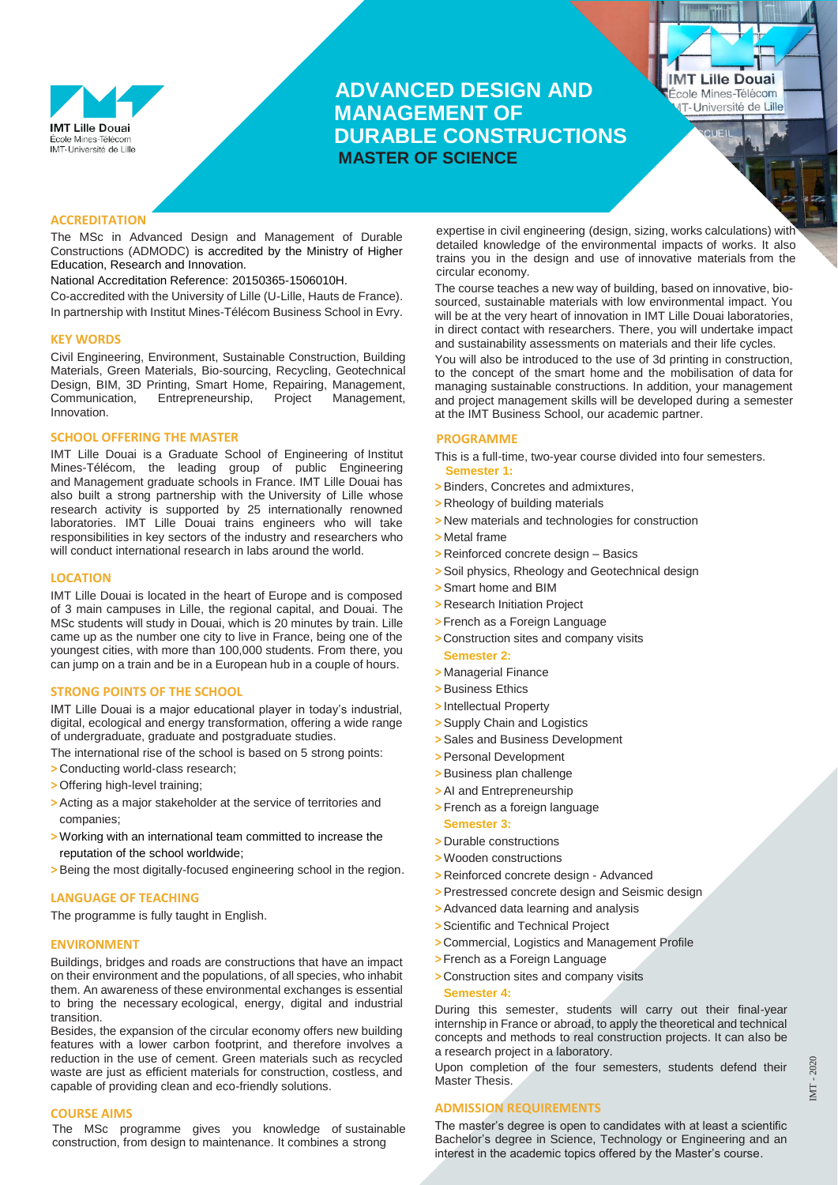IMT Lille Douai
École Mines-Télécom
IMT-Université de Lille

# ADVANCED DESIGN AND MANAGEMENT OF DURABLE CONSTRUCTIONS

## MASTER OF SCIENCE

### ACCREDITATION

The MSc in Advanced Design and Management of Durable Constructions (ADMODC) is accredited by the Ministry of Higher Education, Research and Innovation.

National Accreditation Reference: 20150365-1506010H.

Co-accredited with the University of Lille (U-Lille, Hauts de France). In partnership with Institut Mines-Télécom Business School in Evry.

### KEY WORDS

Civil Engineering, Environment, Sustainable Construction, Building Materials, Green Materials, Bio-sourcing, Recycling, Geotechnical Design, BIM, 3D Printing, Smart Home, Repairing, Management, Communication, Entrepreneurship, Project Management, Innovation.

### SCHOOL OFFERING THE MASTER

IMT Lille Douai is a Graduate School of Engineering of Institut Mines-Télécom, the leading group of public Engineering and Management graduate schools in France. IMT Lille Douai has also built a strong partnership with the University of Lille whose research activity is supported by 25 internationally renowned laboratories. IMT Lille Douai trains engineers who will take responsibilities in key sectors of the industry and researchers who will conduct international research in labs around the world.

### LOCATION

IMT Lille Douai is located in the heart of Europe and is composed of 3 main campuses in Lille, the regional capital, and Douai. The MSc students will study in Douai, which is 20 minutes by train. Lille came up as the number one city to live in France, being one of the youngest cities, with more than 100,000 students. From there, you can jump on a train and be in a European hub in a couple of hours.

### STRONG POINTS OF THE SCHOOL

IMT Lille Douai is a major educational player in today's industrial, digital, ecological and energy transformation, offering a wide range of undergraduate, graduate and postgraduate studies.

The international rise of the school is based on 5 strong points:

- Conducting world-class research;
- Offering high-level training;
- Acting as a major stakeholder at the service of territories and companies;
- Working with an international team committed to increase the reputation of the school worldwide;
- Being the most digitally-focused engineering school in the region.

### LANGUAGE OF TEACHING

The programme is fully taught in English.

### ENVIRONMENT

Buildings, bridges and roads are constructions that have an impact on their environment and the populations, of all species, who inhabit them. An awareness of these environmental exchanges is essential to bring the necessary ecological, energy, digital and industrial transition.

Besides, the expansion of the circular economy offers new building features with a lower carbon footprint, and therefore involves a reduction in the use of cement. Green materials such as recycled waste are just as efficient materials for construction, costless, and capable of providing clean and eco-friendly solutions.

### COURSE AIMS

The MSc programme gives you knowledge of sustainable construction, from design to maintenance. It combines a strong expertise in civil engineering (design, sizing, works calculations) with detailed knowledge of the environmental impacts of works. It also trains you in the design and use of innovative materials from the circular economy.

The course teaches a new way of building, based on innovative, bio-sourced, sustainable materials with low environmental impact. You will be at the very heart of innovation in IMT Lille Douai laboratories, in direct contact with researchers. There, you will undertake impact and sustainability assessments on materials and their life cycles.

You will also be introduced to the use of 3d printing in construction, to the concept of the smart home and the mobilisation of data for managing sustainable constructions. In addition, your management and project management skills will be developed during a semester at the IMT Business School, our academic partner.

### PROGRAMME

This is a full-time, two-year course divided into four semesters.

**Semester 1:**

- Binders, Concretes and admixtures,
- Rheology of building materials
- New materials and technologies for construction
- Metal frame
- Reinforced concrete design – Basics
- Soil physics, Rheology and Geotechnical design
- Smart home and BIM
- Research Initiation Project
- French as a Foreign Language
- Construction sites and company visits

**Semester 2:**

- Managerial Finance
- Business Ethics
- Intellectual Property
- Supply Chain and Logistics
- Sales and Business Development
- Personal Development
- Business plan challenge
- AI and Entrepreneurship
- French as a foreign language

**Semester 3:**

- Durable constructions
- Wooden constructions
- Reinforced concrete design - Advanced
- Prestressed concrete design and Seismic design
- Advanced data learning and analysis
- Scientific and Technical Project
- Commercial, Logistics and Management Profile
- French as a Foreign Language
- Construction sites and company visits

**Semester 4:**

During this semester, students will carry out their final-year internship in France or abroad, to apply the theoretical and technical concepts and methods to real construction projects. It can also be a research project in a laboratory.

Upon completion of the four semesters, students defend their Master Thesis.

### ADMISSION REQUIREMENTS

The master's degree is open to candidates with at least a scientific Bachelor's degree in Science, Technology or Engineering and an interest in the academic topics offered by the Master's course.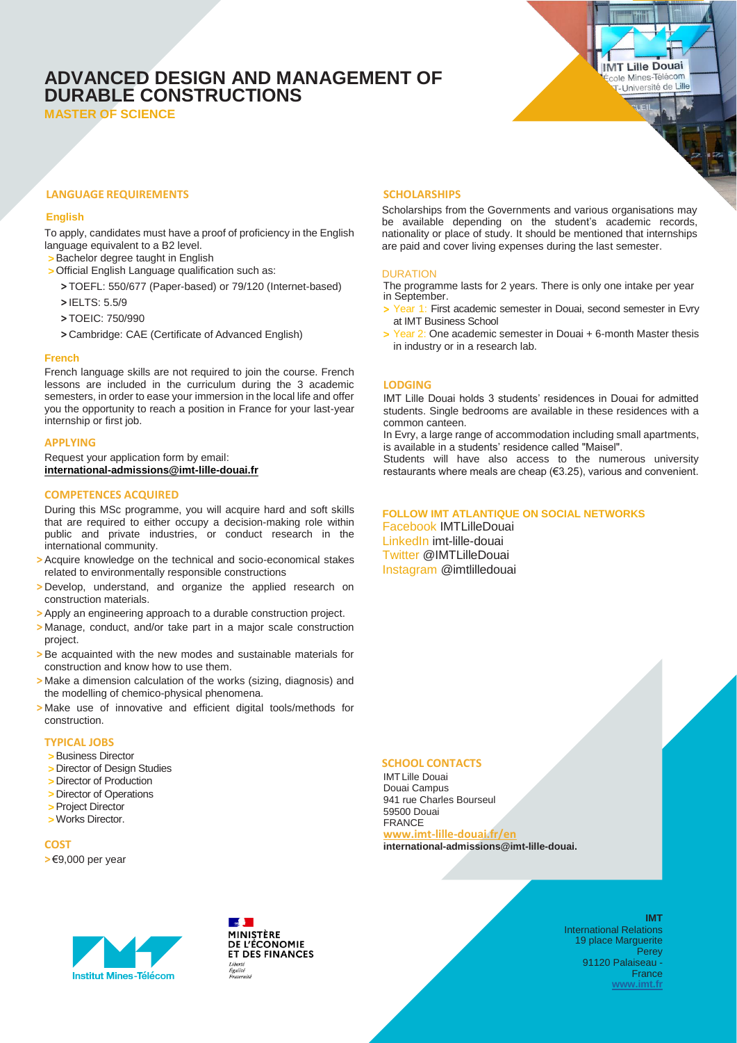# ADVANCED DESIGN AND MANAGEMENT OF DURABLE CONSTRUCTIONS

**MASTER OF SCIENCE**

## LANGUAGE REQUIREMENTS

### English

To apply, candidates must have a proof of proficiency in the English language equivalent to a B2 level.

- Bachelor degree taught in English
- Official English Language qualification such as:
  - TOEFL: 550/677 (Paper-based) or 79/120 (Internet-based)
  - IELTS: 5.5/9
  - TOEIC: 750/990
  - Cambridge: CAE (Certificate of Advanced English)

### French

French language skills are not required to join the course. French lessons are included in the curriculum during the 3 academic semesters, in order to ease your immersion in the local life and offer you the opportunity to reach a position in France for your last-year internship or first job.

## APPLYING

Request your application form by email:
**international-admissions@imt-lille-douai.fr**

## COMPETENCES ACQUIRED

During this MSc programme, you will acquire hard and soft skills that are required to either occupy a decision-making role within public and private industries, or conduct research in the international community.

- Acquire knowledge on the technical and socio-economical stakes related to environmentally responsible constructions
- Develop, understand, and organize the applied research on construction materials.
- Apply an engineering approach to a durable construction project.
- Manage, conduct, and/or take part in a major scale construction project.
- Be acquainted with the new modes and sustainable materials for construction and know how to use them.
- Make a dimension calculation of the works (sizing, diagnosis) and the modelling of chemico-physical phenomena.
- Make use of innovative and efficient digital tools/methods for construction.

## TYPICAL JOBS

- Business Director
- Director of Design Studies
- Director of Production
- Director of Operations
- Project Director
- Works Director.

## COST

- €9,000 per year

## SCHOLARSHIPS

Scholarships from the Governments and various organisations may be available depending on the student's academic records, nationality or place of study. It should be mentioned that internships are paid and cover living expenses during the last semester.

## DURATION

The programme lasts for 2 years. There is only one intake per year in September.

- Year 1: First academic semester in Douai, second semester in Evry at IMT Business School
- Year 2: One academic semester in Douai + 6-month Master thesis in industry or in a research lab.

## LODGING

IMT Lille Douai holds 3 students' residences in Douai for admitted students. Single bedrooms are available in these residences with a common canteen.

In Evry, a large range of accommodation including small apartments, is available in a students' residence called "Maisel".

Students will have also access to the numerous university restaurants where meals are cheap (€3.25), various and convenient.

## FOLLOW IMT ATLANTIQUE ON SOCIAL NETWORKS

Facebook IMTLilleDouai
LinkedIn imt-lille-douai
Twitter @IMTLilleDouai
Instagram @imtlilledouai

## SCHOOL CONTACTS

IMT Lille Douai
Douai Campus
941 rue Charles Bourseul
59500 Douai
FRANCE
**www.imt-lille-douai.fr/en**
**international-admissions@imt-lille-douai.**

**IMT**
International Relations
19 place Marguerite Perey
91120 Palaiseau - France
**www.imt.fr**